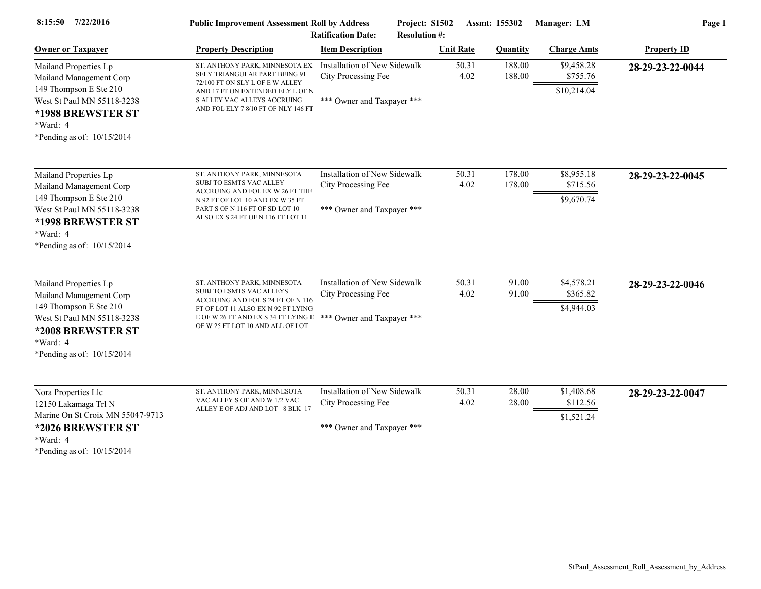**8:15:50 7/22/2016** **Public Improvement Assessment Roll by Address** **Project: S1502** **Assmt: 155302** **Manager: LM**

**Ratification Date:** **Resolution #:**

| Owner or Taxpayer | Property Description | Item Description | Unit Rate | Quantity | Charge Amts | Property ID |
|---|---|---|---|---|---|---|
| Mailand Properties Lp<br>Mailand Management Corp<br>149 Thompson E Ste 210<br>West St Paul MN 55118-3238<br>**\*1988 BREWSTER ST**<br>\*Ward: 4<br>\*Pending as of: 10/15/2014 | ST. ANTHONY PARK, MINNESOTA EX SELY TRIANGULAR PART BEING 91 72/100 FT ON SLY L OF E W ALLEY AND 17 FT ON EXTENDED ELY L OF N S ALLEY VAC ALLEYS ACCRUING AND FOL ELY 7 8/10 FT OF NLY 146 FT | Installation of New Sidewalk<br>City Processing Fee<br><br>\*\*\* Owner and Taxpayer \*\*\* | 50.31<br>4.02 | 188.00<br>188.00 | $9,458.28<br>$755.76<br>$10,214.04 | **28-29-23-22-0044** |
| Mailand Properties Lp<br>Mailand Management Corp<br>149 Thompson E Ste 210<br>West St Paul MN 55118-3238<br>**\*1998 BREWSTER ST**<br>\*Ward: 4<br>\*Pending as of: 10/15/2014 | ST. ANTHONY PARK, MINNESOTA SUBJ TO ESMTS VAC ALLEY ACCRUING AND FOL EX W 26 FT THE N 92 FT OF LOT 10 AND EX W 35 FT PART S OF N 116 FT OF SD LOT 10 ALSO EX S 24 FT OF N 116 FT LOT 11 | Installation of New Sidewalk<br>City Processing Fee<br><br>\*\*\* Owner and Taxpayer \*\*\* | 50.31<br>4.02 | 178.00<br>178.00 | $8,955.18<br>$715.56<br>$9,670.74 | **28-29-23-22-0045** |
| Mailand Properties Lp<br>Mailand Management Corp<br>149 Thompson E Ste 210<br>West St Paul MN 55118-3238<br>**\*2008 BREWSTER ST**<br>\*Ward: 4<br>\*Pending as of: 10/15/2014 | ST. ANTHONY PARK, MINNESOTA SUBJ TO ESMTS VAC ALLEYS ACCRUING AND FOL S 24 FT OF N 116 FT OF LOT 11 ALSO EX N 92 FT LYING E OF W 26 FT AND EX S 34 FT LYING E OF W 25 FT LOT 10 AND ALL OF LOT | Installation of New Sidewalk<br>City Processing Fee<br><br>\*\*\* Owner and Taxpayer \*\*\* | 50.31<br>4.02 | 91.00<br>91.00 | $4,578.21<br>$365.82<br>$4,944.03 | **28-29-23-22-0046** |
| Nora Properties Llc<br>12150 Lakamaga Trl N<br>Marine On St Croix MN 55047-9713<br>**\*2026 BREWSTER ST**<br>\*Ward: 4<br>\*Pending as of: 10/15/2014 | ST. ANTHONY PARK, MINNESOTA VAC ALLEY S OF AND W 1/2 VAC ALLEY E OF ADJ AND LOT 8 BLK 17 | Installation of New Sidewalk<br>City Processing Fee<br><br>\*\*\* Owner and Taxpayer \*\*\* | 50.31<br>4.02 | 28.00<br>28.00 | $1,408.68<br>$112.56<br>$1,521.24 | **28-29-23-22-0047** |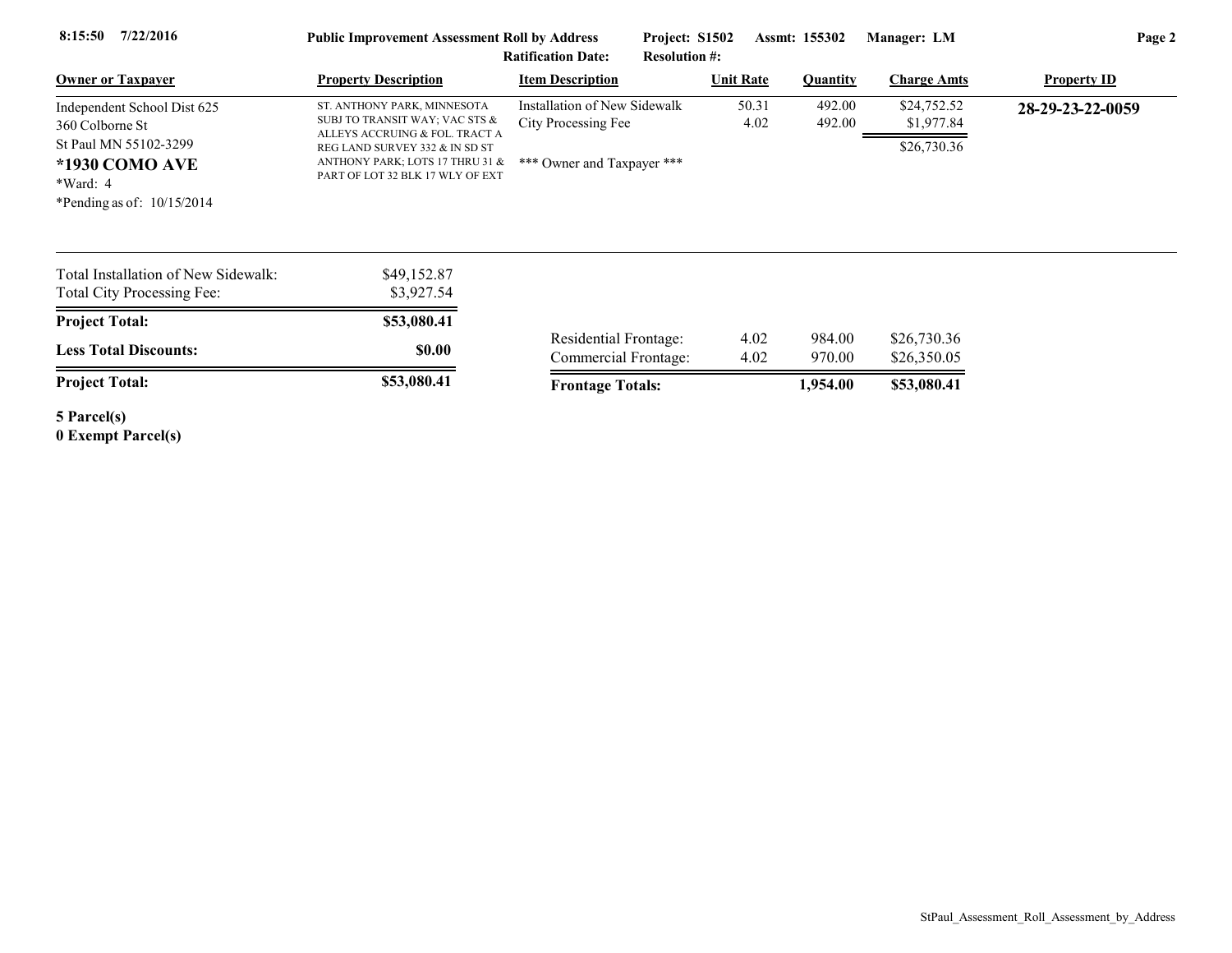| Owner or Taxpayer | Property Description | Item Description | Unit Rate | Quantity | Charge Amts | Property ID |
|---|---|---|---|---|---|---|
| Independent School Dist 625<br>360 Colborne St<br>St Paul MN 55102-3299<br>**\*1930 COMO AVE**<br>\*Ward: 4<br>\*Pending as of: 10/15/2014 | ST. ANTHONY PARK, MINNESOTA SUBJ TO TRANSIT WAY; VAC STS & ALLEYS ACCRUING & FOL. TRACT A REG LAND SURVEY 332 & IN SD ST ANTHONY PARK; LOTS 17 THRU 31 & PART OF LOT 32 BLK 17 WLY OF EXT | Installation of New Sidewalk<br>City Processing Fee<br><br>\*\*\* Owner and Taxpayer \*\*\* | 50.31<br>4.02 | 492.00<br>492.00 | $24,752.52<br>$1,977.84<br>$26,730.36 | **28-29-23-22-0059** |

| | |
|---|---|
| Total Installation of New Sidewalk: | $49,152.87 |
| Total City Processing Fee: | $3,927.54 |
| **Project Total:** | **$53,080.41** |
| **Less Total Discounts:** | **$0.00** |
| **Project Total:** | **$53,080.41** |

| | | | |
|---|---|---|---|
| Residential Frontage: | 4.02 | 984.00 | $26,730.36 |
| Commercial Frontage: | 4.02 | 970.00 | $26,350.05 |
| **Frontage Totals:** | | **1,954.00** | **$53,080.41** |

**5 Parcel(s)**
**0 Exempt Parcel(s)**